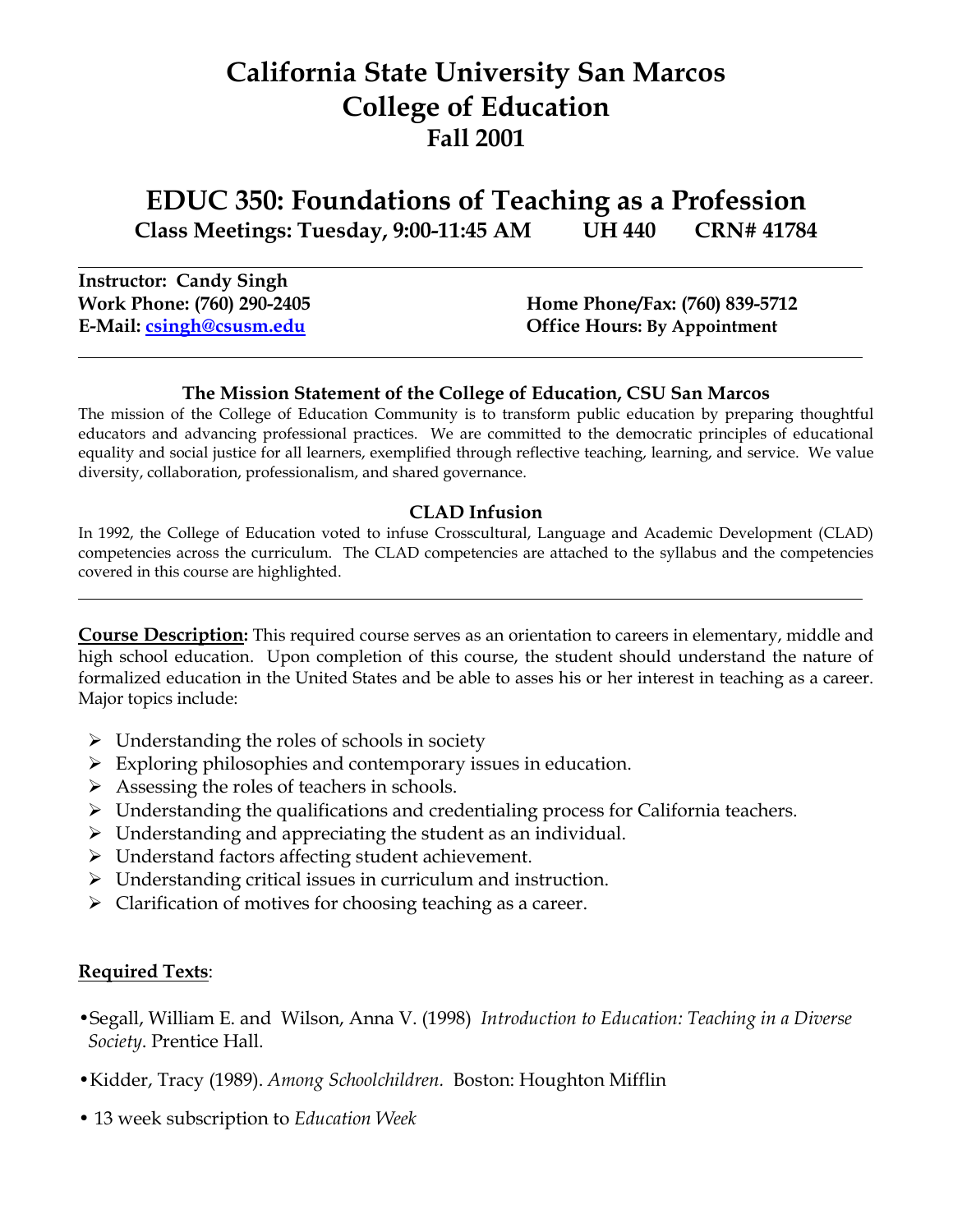# California State University San Marcos
# College of Education
## Fall 2001

# EDUC 350: Foundations of Teaching as a Profession

**Class Meetings: Tuesday, 9:00-11:45 AM UH 440 CRN# 41784**

---

**Instructor: Candy Singh**
**Work Phone: (760) 290-2405** **Home Phone/Fax: (760) 839-5712**
**E-Mail: csingh@csusm.edu** **Office Hours: By Appointment**

---

### The Mission Statement of the College of Education, CSU San Marcos

The mission of the College of Education Community is to transform public education by preparing thoughtful educators and advancing professional practices. We are committed to the democratic principles of educational equality and social justice for all learners, exemplified through reflective teaching, learning, and service. We value diversity, collaboration, professionalism, and shared governance.

### CLAD Infusion

In 1992, the College of Education voted to infuse Crosscultural, Language and Academic Development (CLAD) competencies across the curriculum. The CLAD competencies are attached to the syllabus and the competencies covered in this course are highlighted.

---

**Course Description:** This required course serves as an orientation to careers in elementary, middle and high school education. Upon completion of this course, the student should understand the nature of formalized education in the United States and be able to asses his or her interest in teaching as a career. Major topics include:

- Understanding the roles of schools in society
- Exploring philosophies and contemporary issues in education.
- Assessing the roles of teachers in schools.
- Understanding the qualifications and credentialing process for California teachers.
- Understanding and appreciating the student as an individual.
- Understand factors affecting student achievement.
- Understanding critical issues in curriculum and instruction.
- Clarification of motives for choosing teaching as a career.

**Required Texts**:

- Segall, William E. and Wilson, Anna V. (1998) *Introduction to Education: Teaching in a Diverse Society*. Prentice Hall.
- Kidder, Tracy (1989). *Among Schoolchildren.* Boston: Houghton Mifflin
- 13 week subscription to *Education Week*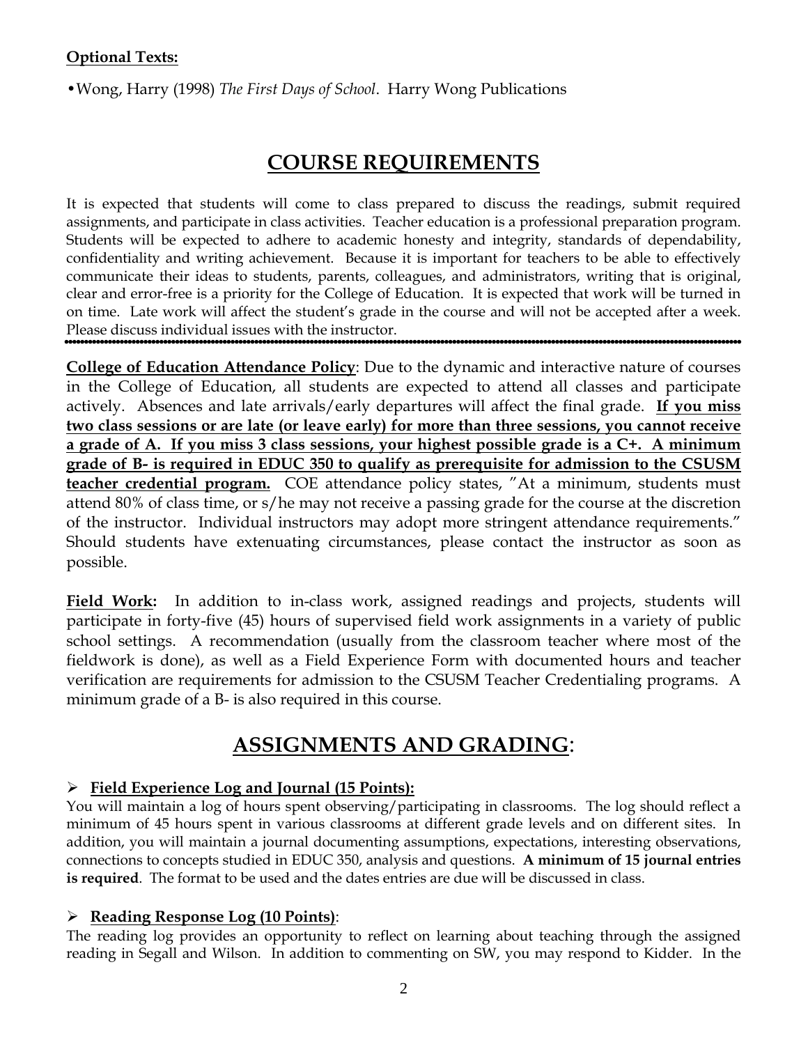**Optional Texts:**

- Wong, Harry (1998) *The First Days of School*. Harry Wong Publications

# COURSE REQUIREMENTS

It is expected that students will come to class prepared to discuss the readings, submit required assignments, and participate in class activities. Teacher education is a professional preparation program. Students will be expected to adhere to academic honesty and integrity, standards of dependability, confidentiality and writing achievement. Because it is important for teachers to be able to effectively communicate their ideas to students, parents, colleagues, and administrators, writing that is original, clear and error-free is a priority for the College of Education. It is expected that work will be turned in on time. Late work will affect the student's grade in the course and will not be accepted after a week. Please discuss individual issues with the instructor.

---

**College of Education Attendance Policy**: Due to the dynamic and interactive nature of courses in the College of Education, all students are expected to attend all classes and participate actively. Absences and late arrivals/early departures will affect the final grade. **If you miss two class sessions or are late (or leave early) for more than three sessions, you cannot receive a grade of A. If you miss 3 class sessions, your highest possible grade is a C+. A minimum grade of B- is required in EDUC 350 to qualify as prerequisite for admission to the CSUSM teacher credential program.** COE attendance policy states, "At a minimum, students must attend 80% of class time, or s/he may not receive a passing grade for the course at the discretion of the instructor. Individual instructors may adopt more stringent attendance requirements." Should students have extenuating circumstances, please contact the instructor as soon as possible.

**Field Work:** In addition to in-class work, assigned readings and projects, students will participate in forty-five (45) hours of supervised field work assignments in a variety of public school settings. A recommendation (usually from the classroom teacher where most of the fieldwork is done), as well as a Field Experience Form with documented hours and teacher verification are requirements for admission to the CSUSM Teacher Credentialing programs. A minimum grade of a B- is also required in this course.

# ASSIGNMENTS AND GRADING:

- **Field Experience Log and Journal (15 Points):**

You will maintain a log of hours spent observing/participating in classrooms. The log should reflect a minimum of 45 hours spent in various classrooms at different grade levels and on different sites. In addition, you will maintain a journal documenting assumptions, expectations, interesting observations, connections to concepts studied in EDUC 350, analysis and questions. **A minimum of 15 journal entries is required**. The format to be used and the dates entries are due will be discussed in class.

- **Reading Response Log (10 Points)**:

The reading log provides an opportunity to reflect on learning about teaching through the assigned reading in Segall and Wilson. In addition to commenting on SW, you may respond to Kidder. In the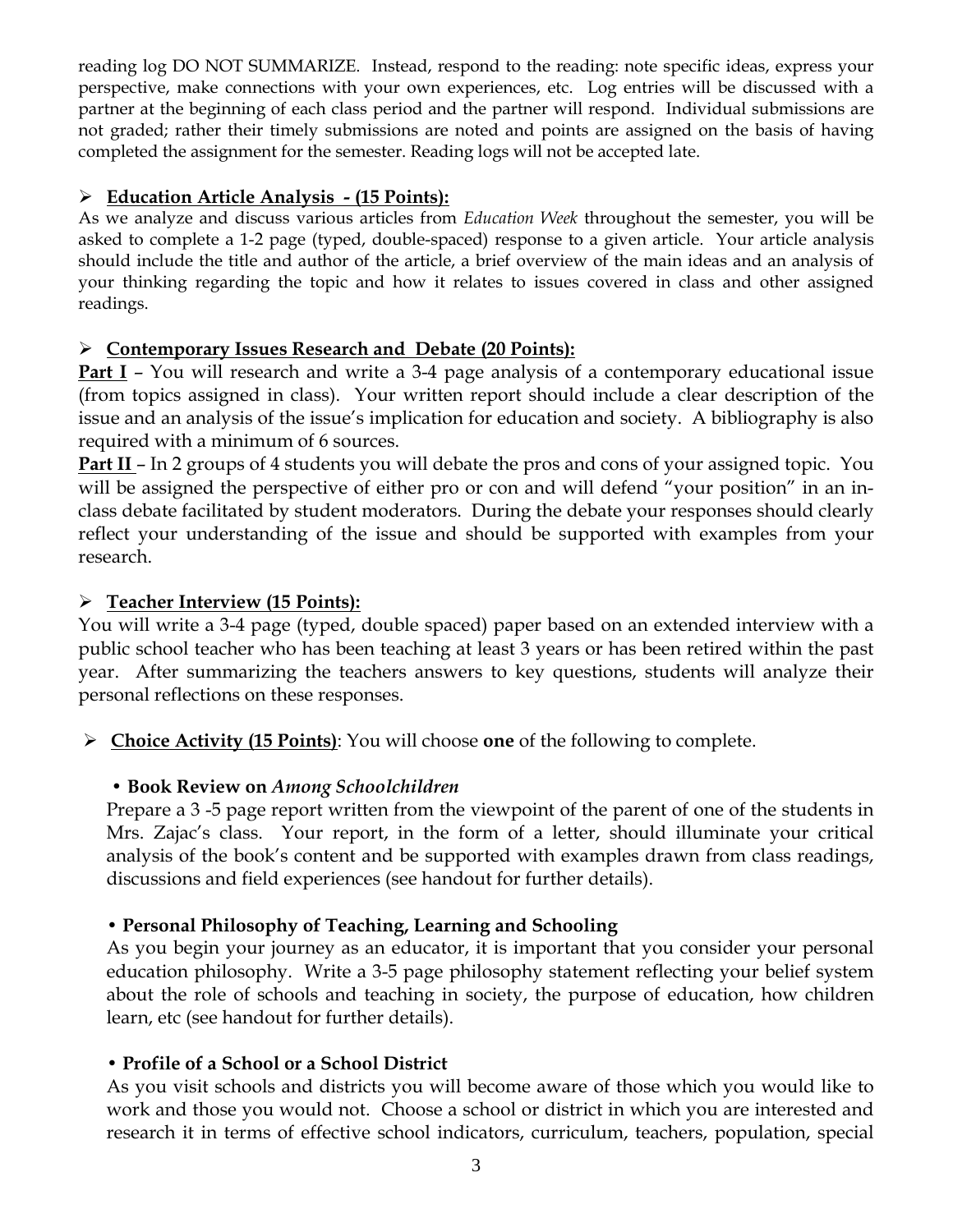reading log DO NOT SUMMARIZE. Instead, respond to the reading: note specific ideas, express your perspective, make connections with your own experiences, etc. Log entries will be discussed with a partner at the beginning of each class period and the partner will respond. Individual submissions are not graded; rather their timely submissions are noted and points are assigned on the basis of having completed the assignment for the semester. Reading logs will not be accepted late.

- **Education Article Analysis - (15 Points):**

As we analyze and discuss various articles from *Education Week* throughout the semester, you will be asked to complete a 1-2 page (typed, double-spaced) response to a given article. Your article analysis should include the title and author of the article, a brief overview of the main ideas and an analysis of your thinking regarding the topic and how it relates to issues covered in class and other assigned readings.

- **Contemporary Issues Research and Debate (20 Points):**

**Part I** – You will research and write a 3-4 page analysis of a contemporary educational issue (from topics assigned in class). Your written report should include a clear description of the issue and an analysis of the issue's implication for education and society. A bibliography is also required with a minimum of 6 sources.

**Part II** – In 2 groups of 4 students you will debate the pros and cons of your assigned topic. You will be assigned the perspective of either pro or con and will defend "your position" in an in-class debate facilitated by student moderators. During the debate your responses should clearly reflect your understanding of the issue and should be supported with examples from your research.

- **Teacher Interview (15 Points):**

You will write a 3-4 page (typed, double spaced) paper based on an extended interview with a public school teacher who has been teaching at least 3 years or has been retired within the past year. After summarizing the teachers answers to key questions, students will analyze their personal reflections on these responses.

- **Choice Activity (15 Points)**: You will choose **one** of the following to complete.

  - **Book Review on *Among Schoolchildren***
    Prepare a 3 -5 page report written from the viewpoint of the parent of one of the students in Mrs. Zajac's class. Your report, in the form of a letter, should illuminate your critical analysis of the book's content and be supported with examples drawn from class readings, discussions and field experiences (see handout for further details).

  - **Personal Philosophy of Teaching, Learning and Schooling**
    As you begin your journey as an educator, it is important that you consider your personal education philosophy. Write a 3-5 page philosophy statement reflecting your belief system about the role of schools and teaching in society, the purpose of education, how children learn, etc (see handout for further details).

  - **Profile of a School or a School District**
    As you visit schools and districts you will become aware of those which you would like to work and those you would not. Choose a school or district in which you are interested and research it in terms of effective school indicators, curriculum, teachers, population, special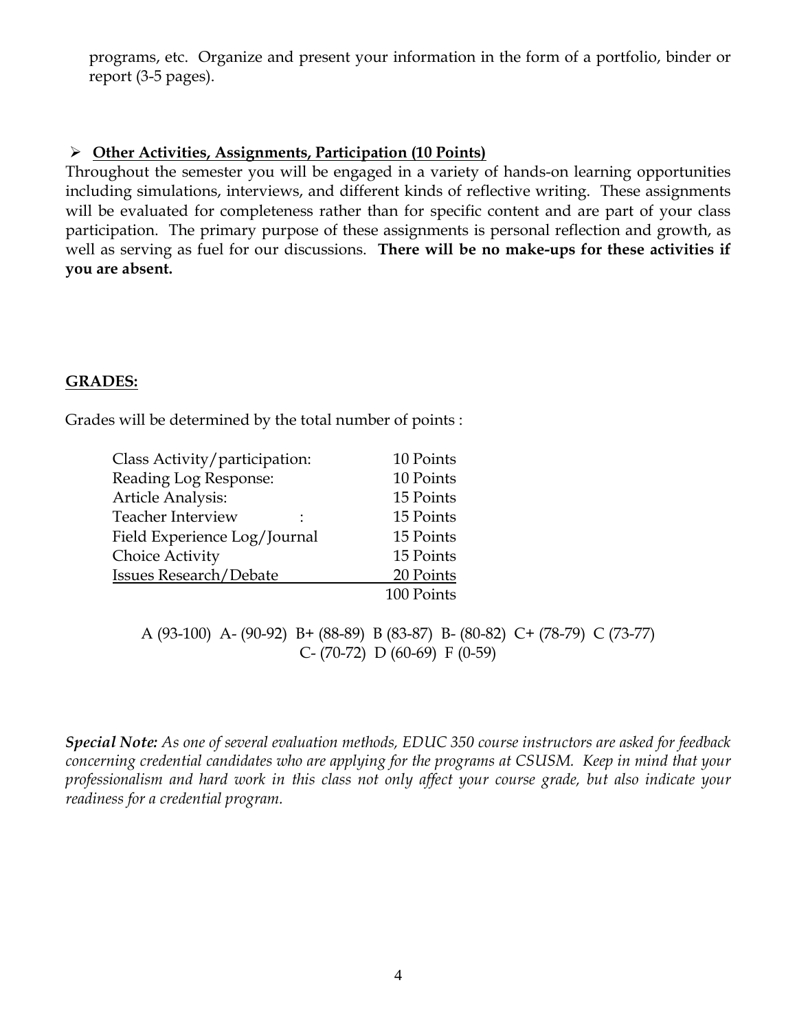programs, etc. Organize and present your information in the form of a portfolio, binder or report (3-5 pages).

- **Other Activities, Assignments, Participation (10 Points)**

Throughout the semester you will be engaged in a variety of hands-on learning opportunities including simulations, interviews, and different kinds of reflective writing. These assignments will be evaluated for completeness rather than for specific content and are part of your class participation. The primary purpose of these assignments is personal reflection and growth, as well as serving as fuel for our discussions. **There will be no make-ups for these activities if you are absent.**

## GRADES:

Grades will be determined by the total number of points :

| | |
|---|---|
| Class Activity/participation: | 10 Points |
| Reading Log Response: | 10 Points |
| Article Analysis: | 15 Points |
| Teacher Interview : | 15 Points |
| Field Experience Log/Journal | 15 Points |
| Choice Activity | 15 Points |
| Issues Research/Debate | 20 Points |
| | 100 Points |

A (93-100) A- (90-92) B+ (88-89) B (83-87) B- (80-82) C+ (78-79) C (73-77) C- (70-72) D (60-69) F (0-59)

***Special Note:*** *As one of several evaluation methods, EDUC 350 course instructors are asked for feedback concerning credential candidates who are applying for the programs at CSUSM. Keep in mind that your professionalism and hard work in this class not only affect your course grade, but also indicate your readiness for a credential program.*